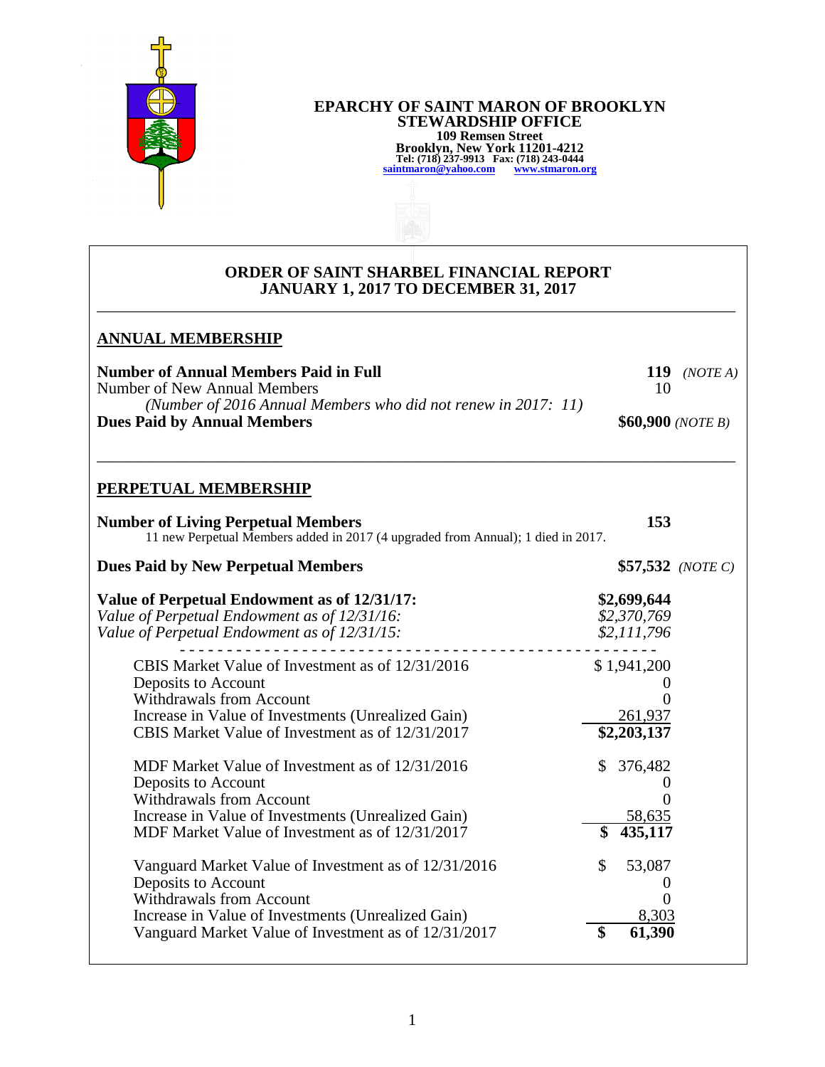**EPARCHY OF SAINT MARON OF BROOKLYN**
**STEWARDSHIP OFFICE**
**109 Remsen Street**
**Brooklyn, New York 11201-4212**
**Tel: (718) 237-9913 Fax: (718) 243-0444**
**saintmaron@yahoo.com www.stmaron.org**

## ORDER OF SAINT SHARBEL FINANCIAL REPORT
## JANUARY 1, 2017 TO DECEMBER 31, 2017

---

### ANNUAL MEMBERSHIP

| | | |
|---|---|---|
| **Number of Annual Members Paid in Full** | **119** | *(NOTE A)* |
| Number of New Annual Members | 10 | |
| *(Number of 2016 Annual Members who did not renew in 2017: 11)* | | |
| **Dues Paid by Annual Members** | **$60,900** | *(NOTE B)* |

---

### PERPETUAL MEMBERSHIP

| | | |
|---|---|---|
| **Number of Living Perpetual Members** | **153** | |
| 11 new Perpetual Members added in 2017 (4 upgraded from Annual); 1 died in 2017. | | |
| **Dues Paid by New Perpetual Members** | **$57,532** | *(NOTE C)* |

| | |
|---|---|
| **Value of Perpetual Endowment as of 12/31/17:** | **$2,699,644** |
| *Value of Perpetual Endowment as of 12/31/16:* | *$2,370,769* |
| *Value of Perpetual Endowment as of 12/31/15:* | *$2,111,796* |

| | |
|---|---|
| CBIS Market Value of Investment as of 12/31/2016 | $ 1,941,200 |
| Deposits to Account | 0 |
| Withdrawals from Account | 0 |
| Increase in Value of Investments (Unrealized Gain) | 261,937 |
| CBIS Market Value of Investment as of 12/31/2017 | **$2,203,137** |

| | |
|---|---|
| MDF Market Value of Investment as of 12/31/2016 | $ 376,482 |
| Deposits to Account | 0 |
| Withdrawals from Account | 0 |
| Increase in Value of Investments (Unrealized Gain) | 58,635 |
| MDF Market Value of Investment as of 12/31/2017 | **$ 435,117** |

| | |
|---|---|
| Vanguard Market Value of Investment as of 12/31/2016 | $ 53,087 |
| Deposits to Account | 0 |
| Withdrawals from Account | 0 |
| Increase in Value of Investments (Unrealized Gain) | 8,303 |
| Vanguard Market Value of Investment as of 12/31/2017 | **$ 61,390** |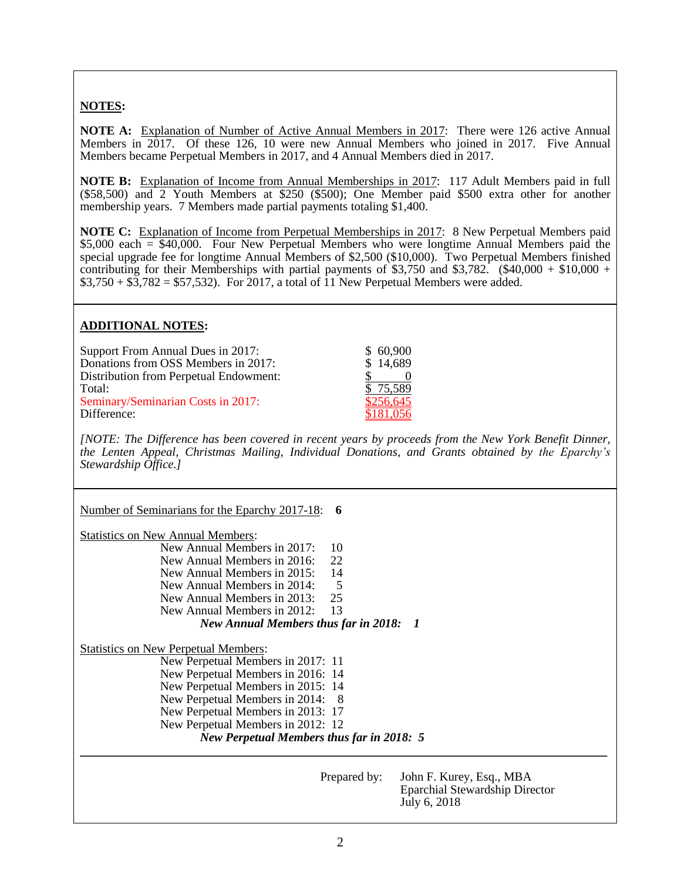**NOTES:**

**NOTE A:** Explanation of Number of Active Annual Members in 2017: There were 126 active Annual Members in 2017. Of these 126, 10 were new Annual Members who joined in 2017. Five Annual Members became Perpetual Members in 2017, and 4 Annual Members died in 2017.

**NOTE B:** Explanation of Income from Annual Memberships in 2017: 117 Adult Members paid in full ($58,500) and 2 Youth Members at $250 ($500); One Member paid $500 extra other for another membership years. 7 Members made partial payments totaling $1,400.

**NOTE C:** Explanation of Income from Perpetual Memberships in 2017: 8 New Perpetual Members paid $5,000 each = $40,000. Four New Perpetual Members who were longtime Annual Members paid the special upgrade fee for longtime Annual Members of $2,500 ($10,000). Two Perpetual Members finished contributing for their Memberships with partial payments of $3,750 and $3,782. ($40,000 + $10,000 + $3,750 + $3,782 = $57,532). For 2017, a total of 11 New Perpetual Members were added.

**ADDITIONAL NOTES:**

| | |
|---|---|
| Support From Annual Dues in 2017: | $ 60,900 |
| Donations from OSS Members in 2017: | $ 14,689 |
| Distribution from Perpetual Endowment: | $ 0 |
| Total: | $ 75,589 |
| Seminary/Seminarian Costs in 2017: | $256,645 |
| Difference: | $181,056 |

*[NOTE: The Difference has been covered in recent years by proceeds from the New York Benefit Dinner, the Lenten Appeal, Christmas Mailing, Individual Donations, and Grants obtained by the Eparchy's Stewardship Office.]*

Number of Seminarians for the Eparchy 2017-18: **6**

Statistics on New Annual Members:

New Annual Members in 2017: 10
New Annual Members in 2016: 22
New Annual Members in 2015: 14
New Annual Members in 2014: 5
New Annual Members in 2013: 25
New Annual Members in 2012: 13
***New Annual Members thus far in 2018: 1***

Statistics on New Perpetual Members:

New Perpetual Members in 2017: 11
New Perpetual Members in 2016: 14
New Perpetual Members in 2015: 14
New Perpetual Members in 2014: 8
New Perpetual Members in 2013: 17
New Perpetual Members in 2012: 12
***New Perpetual Members thus far in 2018: 5***

Prepared by: John F. Kurey, Esq., MBA
Eparchial Stewardship Director
July 6, 2018